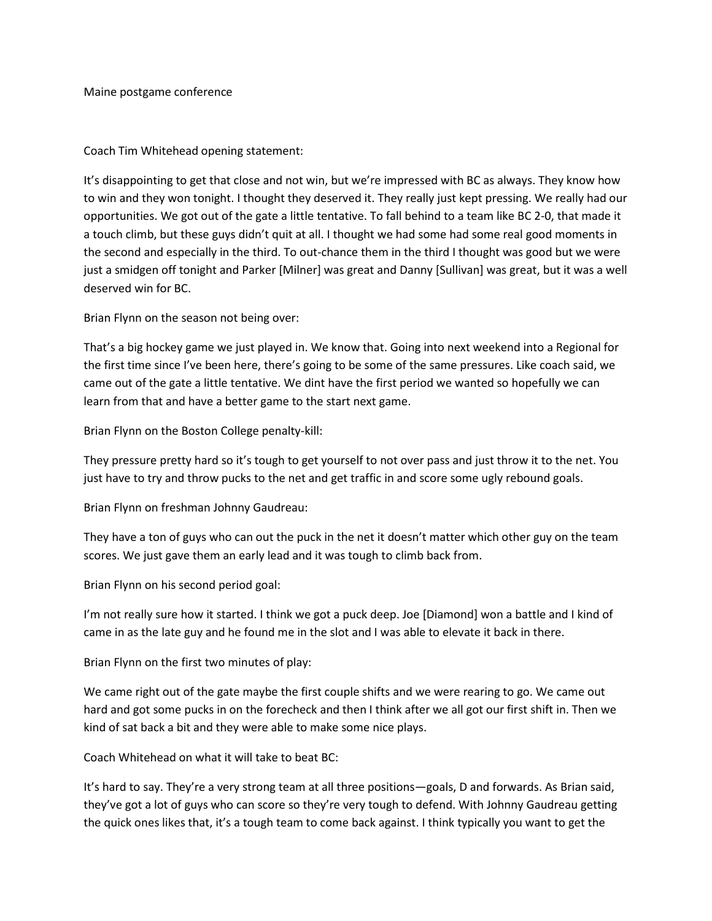Maine postgame conference

Coach Tim Whitehead opening statement:

It's disappointing to get that close and not win, but we're impressed with BC as always. They know how to win and they won tonight. I thought they deserved it. They really just kept pressing. We really had our opportunities. We got out of the gate a little tentative. To fall behind to a team like BC 2-0, that made it a touch climb, but these guys didn't quit at all. I thought we had some had some real good moments in the second and especially in the third. To out-chance them in the third I thought was good but we were just a smidgen off tonight and Parker [Milner] was great and Danny [Sullivan] was great, but it was a well deserved win for BC.

Brian Flynn on the season not being over:

That's a big hockey game we just played in. We know that. Going into next weekend into a Regional for the first time since I've been here, there's going to be some of the same pressures. Like coach said, we came out of the gate a little tentative. We dint have the first period we wanted so hopefully we can learn from that and have a better game to the start next game.

Brian Flynn on the Boston College penalty-kill:

They pressure pretty hard so it's tough to get yourself to not over pass and just throw it to the net. You just have to try and throw pucks to the net and get traffic in and score some ugly rebound goals.

Brian Flynn on freshman Johnny Gaudreau:

They have a ton of guys who can out the puck in the net it doesn't matter which other guy on the team scores. We just gave them an early lead and it was tough to climb back from.

Brian Flynn on his second period goal:

I'm not really sure how it started. I think we got a puck deep. Joe [Diamond] won a battle and I kind of came in as the late guy and he found me in the slot and I was able to elevate it back in there.

Brian Flynn on the first two minutes of play:

We came right out of the gate maybe the first couple shifts and we were rearing to go. We came out hard and got some pucks in on the forecheck and then I think after we all got our first shift in. Then we kind of sat back a bit and they were able to make some nice plays.

Coach Whitehead on what it will take to beat BC:

It's hard to say. They're a very strong team at all three positions—goals, D and forwards. As Brian said, they've got a lot of guys who can score so they're very tough to defend. With Johnny Gaudreau getting the quick ones likes that, it's a tough team to come back against. I think typically you want to get the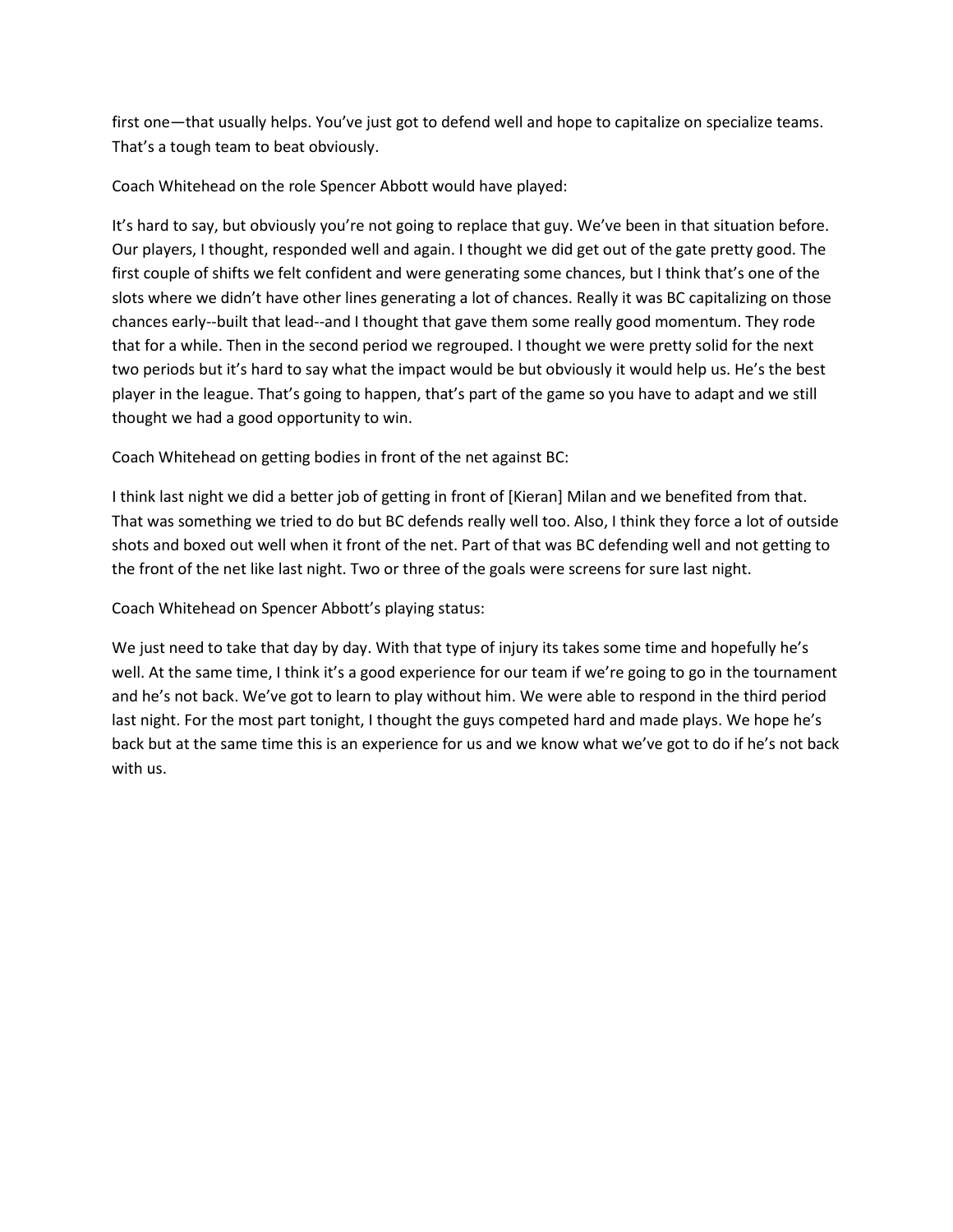first one—that usually helps. You've just got to defend well and hope to capitalize on specialize teams. That's a tough team to beat obviously.

Coach Whitehead on the role Spencer Abbott would have played:

It's hard to say, but obviously you're not going to replace that guy. We've been in that situation before. Our players, I thought, responded well and again. I thought we did get out of the gate pretty good. The first couple of shifts we felt confident and were generating some chances, but I think that's one of the slots where we didn't have other lines generating a lot of chances. Really it was BC capitalizing on those chances early--built that lead--and I thought that gave them some really good momentum. They rode that for a while. Then in the second period we regrouped. I thought we were pretty solid for the next two periods but it's hard to say what the impact would be but obviously it would help us. He's the best player in the league. That's going to happen, that's part of the game so you have to adapt and we still thought we had a good opportunity to win.

Coach Whitehead on getting bodies in front of the net against BC:

I think last night we did a better job of getting in front of [Kieran] Milan and we benefited from that. That was something we tried to do but BC defends really well too. Also, I think they force a lot of outside shots and boxed out well when it front of the net. Part of that was BC defending well and not getting to the front of the net like last night. Two or three of the goals were screens for sure last night.

Coach Whitehead on Spencer Abbott's playing status:

We just need to take that day by day. With that type of injury its takes some time and hopefully he's well. At the same time, I think it's a good experience for our team if we're going to go in the tournament and he's not back. We've got to learn to play without him. We were able to respond in the third period last night. For the most part tonight, I thought the guys competed hard and made plays. We hope he's back but at the same time this is an experience for us and we know what we've got to do if he's not back with us.